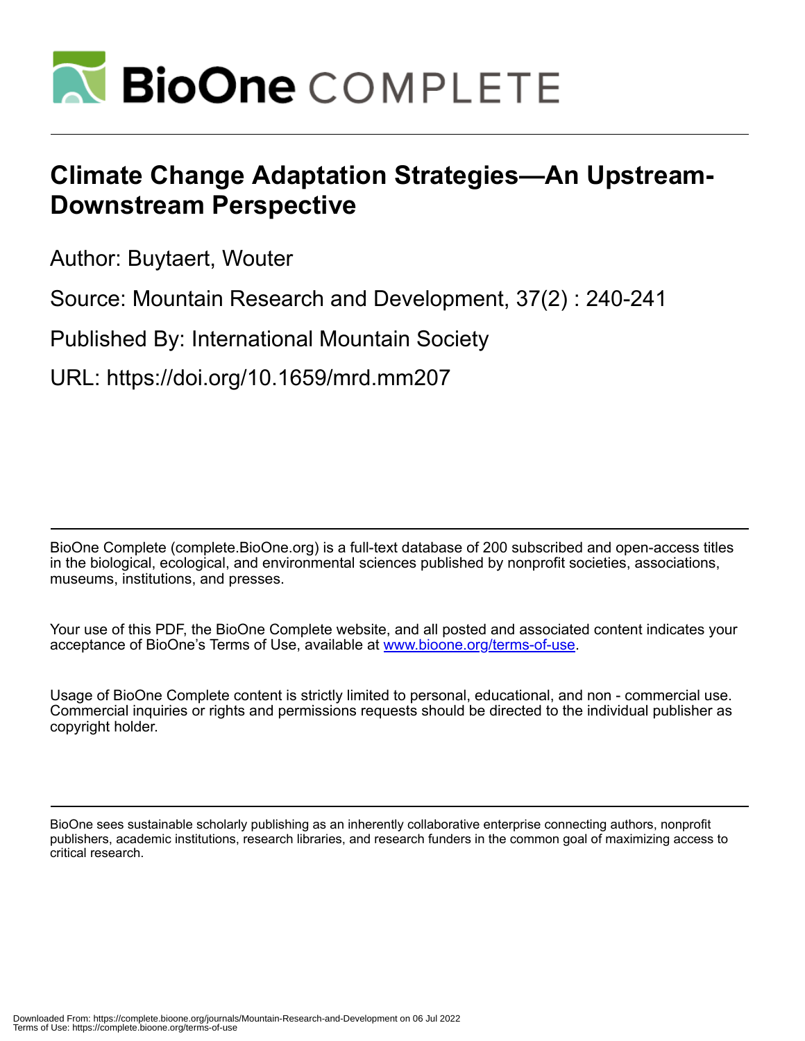# Climate Change Adaptation Strategies—An Upstream-Downstream Perspective

Author: Buytaert, Wouter

Source: Mountain Research and Development, 37(2) : 240-241

Published By: International Mountain Society

URL: https://doi.org/10.1659/mrd.mm207

BioOne Complete (complete.BioOne.org) is a full-text database of 200 subscribed and open-access titles in the biological, ecological, and environmental sciences published by nonprofit societies, associations, museums, institutions, and presses.

Your use of this PDF, the BioOne Complete website, and all posted and associated content indicates your acceptance of BioOne's Terms of Use, available at www.bioone.org/terms-of-use.

Usage of BioOne Complete content is strictly limited to personal, educational, and non - commercial use. Commercial inquiries or rights and permissions requests should be directed to the individual publisher as copyright holder.

BioOne sees sustainable scholarly publishing as an inherently collaborative enterprise connecting authors, nonprofit publishers, academic institutions, research libraries, and research funders in the common goal of maximizing access to critical research.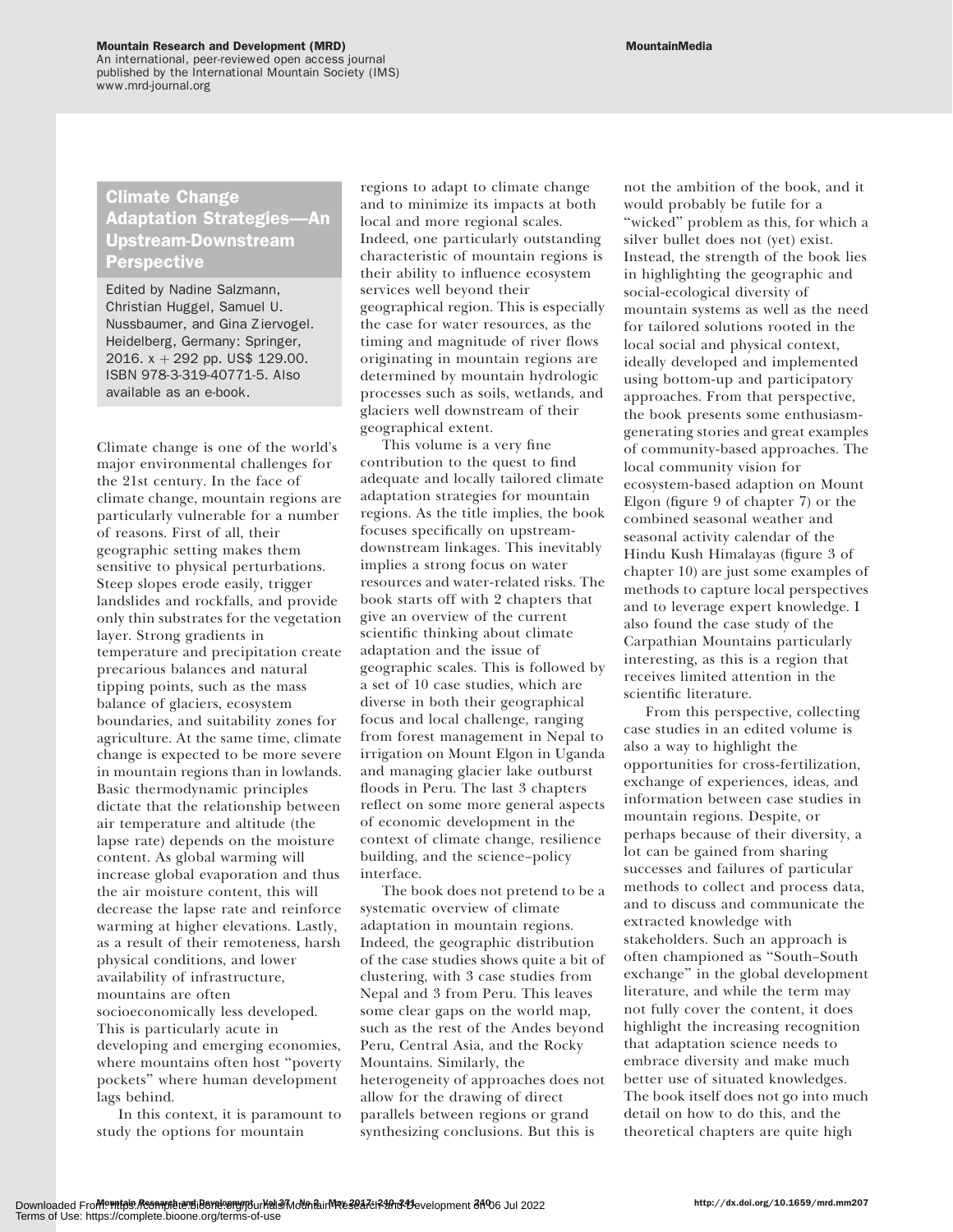## Climate Change Adaptation Strategies—An Upstream-Downstream Perspective

Edited by Nadine Salzmann, Christian Huggel, Samuel U. Nussbaumer, and Gina Ziervogel. Heidelberg, Germany: Springer, 2016. x + 292 pp. US$ 129.00. ISBN 978-3-319-40771-5. Also available as an e-book.

Climate change is one of the world's major environmental challenges for the 21st century. In the face of climate change, mountain regions are particularly vulnerable for a number of reasons. First of all, their geographic setting makes them sensitive to physical perturbations. Steep slopes erode easily, trigger landslides and rockfalls, and provide only thin substrates for the vegetation layer. Strong gradients in temperature and precipitation create precarious balances and natural tipping points, such as the mass balance of glaciers, ecosystem boundaries, and suitability zones for agriculture. At the same time, climate change is expected to be more severe in mountain regions than in lowlands. Basic thermodynamic principles dictate that the relationship between air temperature and altitude (the lapse rate) depends on the moisture content. As global warming will increase global evaporation and thus the air moisture content, this will decrease the lapse rate and reinforce warming at higher elevations. Lastly, as a result of their remoteness, harsh physical conditions, and lower availability of infrastructure, mountains are often socioeconomically less developed. This is particularly acute in developing and emerging economies, where mountains often host "poverty pockets" where human development lags behind.

In this context, it is paramount to study the options for mountain regions to adapt to climate change and to minimize its impacts at both local and more regional scales. Indeed, one particularly outstanding characteristic of mountain regions is their ability to influence ecosystem services well beyond their geographical region. This is especially the case for water resources, as the timing and magnitude of river flows originating in mountain regions are determined by mountain hydrologic processes such as soils, wetlands, and glaciers well downstream of their geographical extent.

This volume is a very fine contribution to the quest to find adequate and locally tailored climate adaptation strategies for mountain regions. As the title implies, the book focuses specifically on upstream-downstream linkages. This inevitably implies a strong focus on water resources and water-related risks. The book starts off with 2 chapters that give an overview of the current scientific thinking about climate adaptation and the issue of geographic scales. This is followed by a set of 10 case studies, which are diverse in both their geographical focus and local challenge, ranging from forest management in Nepal to irrigation on Mount Elgon in Uganda and managing glacier lake outburst floods in Peru. The last 3 chapters reflect on some more general aspects of economic development in the context of climate change, resilience building, and the science–policy interface.

The book does not pretend to be a systematic overview of climate adaptation in mountain regions. Indeed, the geographic distribution of the case studies shows quite a bit of clustering, with 3 case studies from Nepal and 3 from Peru. This leaves some clear gaps on the world map, such as the rest of the Andes beyond Peru, Central Asia, and the Rocky Mountains. Similarly, the heterogeneity of approaches does not allow for the drawing of direct parallels between regions or grand synthesizing conclusions. But this is not the ambition of the book, and it would probably be futile for a "wicked" problem as this, for which a silver bullet does not (yet) exist. Instead, the strength of the book lies in highlighting the geographic and social-ecological diversity of mountain systems as well as the need for tailored solutions rooted in the local social and physical context, ideally developed and implemented using bottom-up and participatory approaches. From that perspective, the book presents some enthusiasm-generating stories and great examples of community-based approaches. The local community vision for ecosystem-based adaption on Mount Elgon (figure 9 of chapter 7) or the combined seasonal weather and seasonal activity calendar of the Hindu Kush Himalayas (figure 3 of chapter 10) are just some examples of methods to capture local perspectives and to leverage expert knowledge. I also found the case study of the Carpathian Mountains particularly interesting, as this is a region that receives limited attention in the scientific literature.

From this perspective, collecting case studies in an edited volume is also a way to highlight the opportunities for cross-fertilization, exchange of experiences, ideas, and information between case studies in mountain regions. Despite, or perhaps because of their diversity, a lot can be gained from sharing successes and failures of particular methods to collect and process data, and to discuss and communicate the extracted knowledge with stakeholders. Such an approach is often championed as "South–South exchange" in the global development literature, and while the term may not fully cover the content, it does highlight the increasing recognition that adaptation science needs to embrace diversity and make much better use of situated knowledges. The book itself does not go into much detail on how to do this, and the theoretical chapters are quite high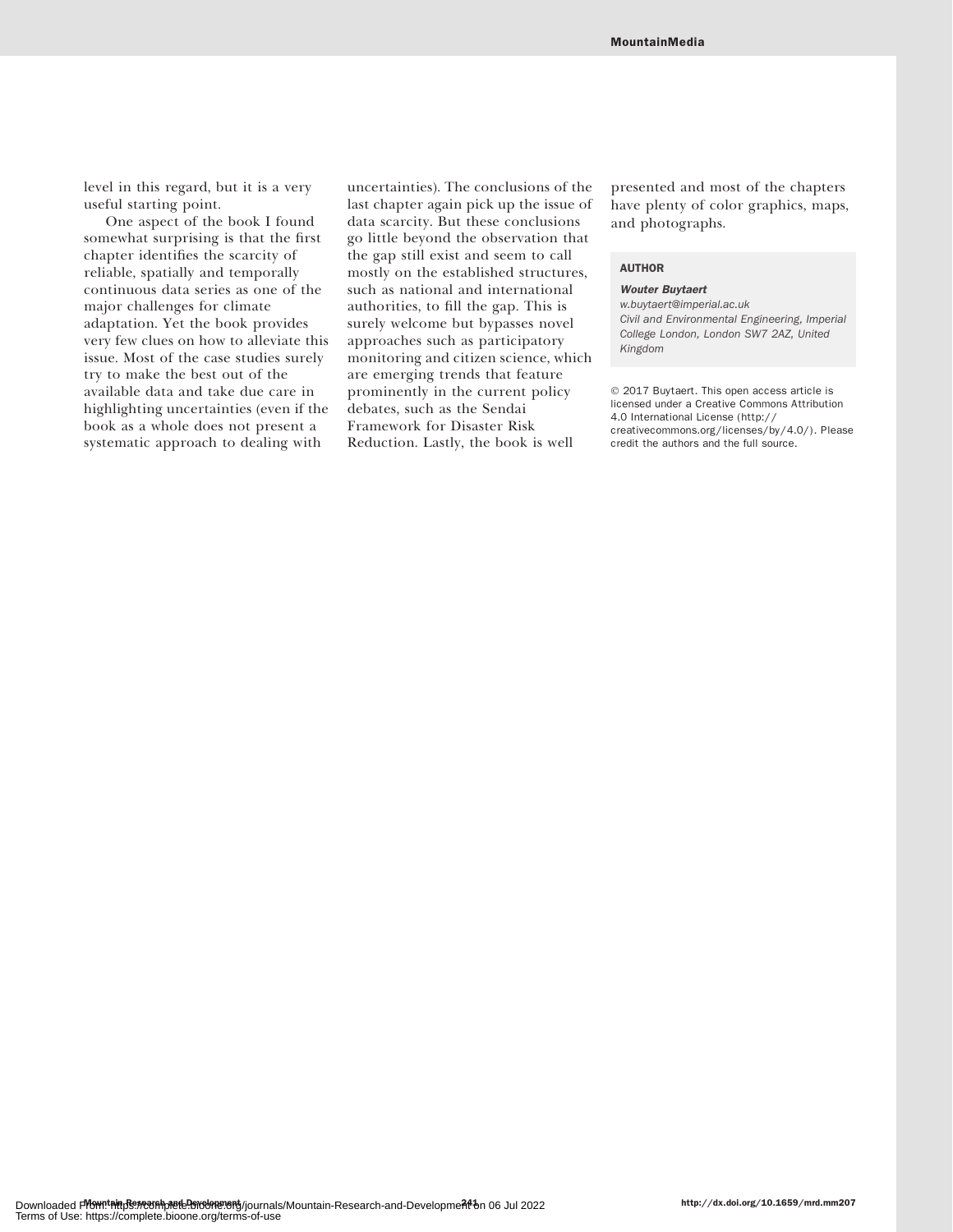level in this regard, but it is a very useful starting point.

One aspect of the book I found somewhat surprising is that the first chapter identifies the scarcity of reliable, spatially and temporally continuous data series as one of the major challenges for climate adaptation. Yet the book provides very few clues on how to alleviate this issue. Most of the case studies surely try to make the best out of the available data and take due care in highlighting uncertainties (even if the book as a whole does not present a systematic approach to dealing with uncertainties). The conclusions of the last chapter again pick up the issue of data scarcity. But these conclusions go little beyond the observation that the gap still exist and seem to call mostly on the established structures, such as national and international authorities, to fill the gap. This is surely welcome but bypasses novel approaches such as participatory monitoring and citizen science, which are emerging trends that feature prominently in the current policy debates, such as the Sendai Framework for Disaster Risk Reduction. Lastly, the book is well presented and most of the chapters have plenty of color graphics, maps, and photographs.

## AUTHOR

***Wouter Buytaert***

*w.buytaert@imperial.ac.uk*

*Civil and Environmental Engineering, Imperial College London, London SW7 2AZ, United Kingdom*

© 2017 Buytaert. This open access article is licensed under a Creative Commons Attribution 4.0 International License (http://creativecommons.org/licenses/by/4.0/). Please credit the authors and the full source.